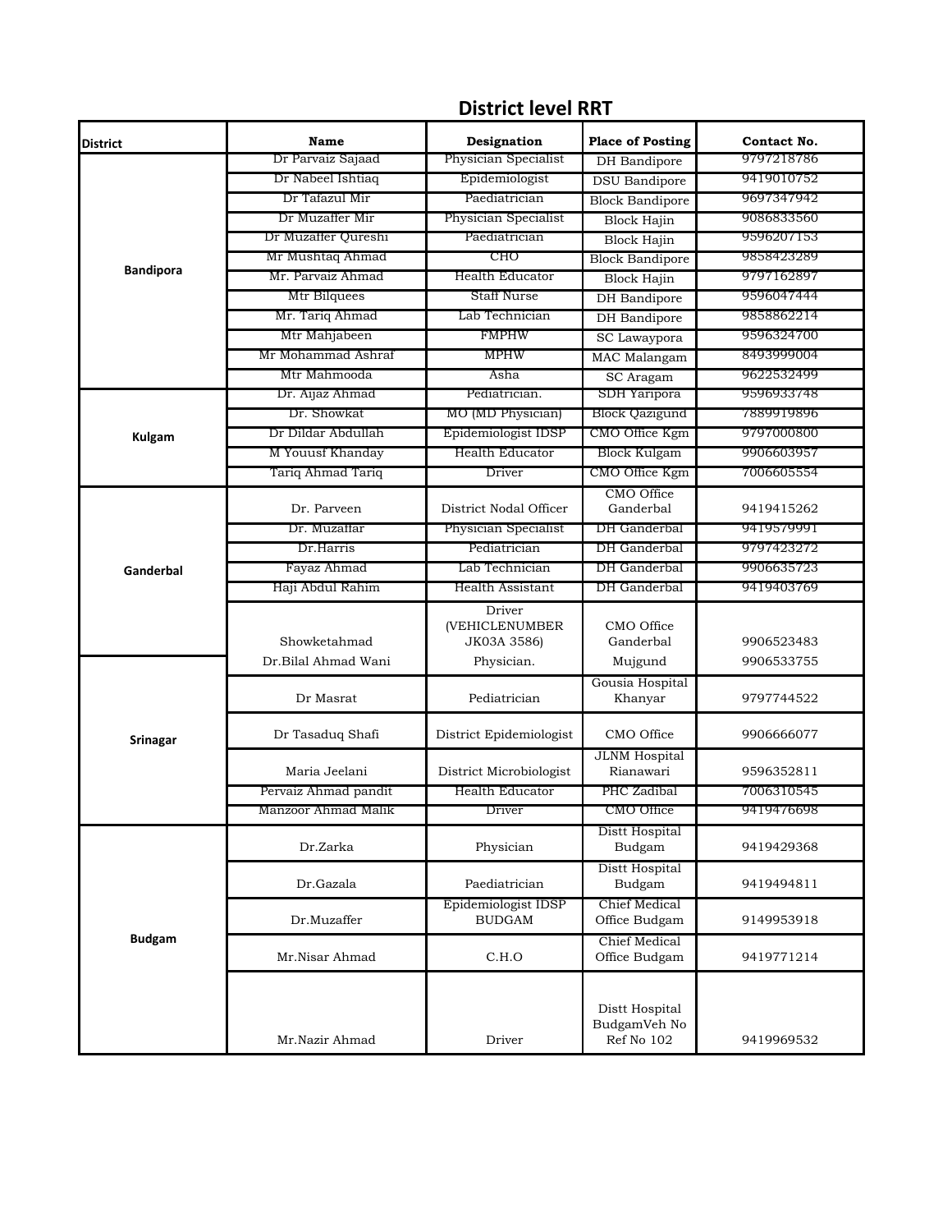# District level RRT

| District | Name | Designation | Place of Posting | Contact No. |
|---|---|---|---|---|
| Bandipora | Dr Parvaiz Sajaad | Physician Specialist | DH Bandipore | 9797218786 |
| | Dr Nabeel Ishtiaq | Epidemiologist | DSU Bandipore | 9419010752 |
| | Dr Tafazul Mir | Paediatrician | Block Bandipore | 9697347942 |
| | Dr Muzaffer Mir | Physician Specialist | Block Hajin | 9086833560 |
| | Dr Muzaffer Qureshi | Paediatrician | Block Hajin | 9596207153 |
| | Mr Mushtaq Ahmad | CHO | Block Bandipore | 9858423289 |
| | Mr. Parvaiz Ahmad | Health Educator | Block Hajin | 9797162897 |
| | Mtr Bilquees | Staff Nurse | DH Bandipore | 9596047444 |
| | Mr. Tariq Ahmad | Lab Technician | DH Bandipore | 9858862214 |
| | Mtr Mahjabeen | FMPHW | SC Lawaypora | 9596324700 |
| | Mr Mohammad Ashraf | MPHW | MAC Malangam | 8493999004 |
| | Mtr Mahmooda | Asha | SC Aragam | 9622532499 |
| Kulgam | Dr. Aijaz Ahmad | Pediatrician. | SDH Yaripora | 9596933748 |
| | Dr. Showkat | MO (MD Physician) | Block Qazigund | 7889919896 |
| | Dr Dildar Abdullah | Epidemiologist IDSP | CMO Office Kgm | 9797000800 |
| | M Youusf Khanday | Health Educator | Block Kulgam | 9906603957 |
| | Tariq Ahmad Tariq | Driver | CMO Office Kgm | 7006605554 |
| Ganderbal | Dr. Parveen | District Nodal Officer | CMO Office Ganderbal | 9419415262 |
| | Dr. Muzaffar | Physician Specialist | DH Ganderbal | 9419579991 |
| | Dr.Harris | Pediatrician | DH Ganderbal | 9797423272 |
| | Fayaz Ahmad | Lab Technician | DH Ganderbal | 9906635723 |
| | Haji Abdul Rahim | Health Assistant | DH Ganderbal | 9419403769 |
| | Showketahmad | Driver (VEHICLENUMBER JK03A 3586) | CMO Office Ganderbal | 9906523483 |
| Srinagar | Dr.Bilal Ahmad Wani | Physician. | Mujgund | 9906533755 |
| | Dr Masrat | Pediatrician | Gousia Hospital Khanyar | 9797744522 |
| | Dr Tasaduq Shafi | District Epidemiologist | CMO Office | 9906666077 |
| | Maria Jeelani | District Microbiologist | JLNM Hospital Rianawari | 9596352811 |
| | Pervaiz Ahmad pandit | Health Educator | PHC Zadibal | 7006310545 |
| | Manzoor Ahmad Malik | Driver | CMO Office | 9419476698 |
| Budgam | Dr.Zarka | Physician | Distt Hospital Budgam | 9419429368 |
| | Dr.Gazala | Paediatrician | Distt Hospital Budgam | 9419494811 |
| | Dr.Muzaffer | Epidemiologist IDSP BUDGAM | Chief Medical Office Budgam | 9149953918 |
| | Mr.Nisar Ahmad | C.H.O | Chief Medical Office Budgam | 9419771214 |
| | Mr.Nazir Ahmad | Driver | Distt Hospital BudgamVeh No Ref No 102 | 9419969532 |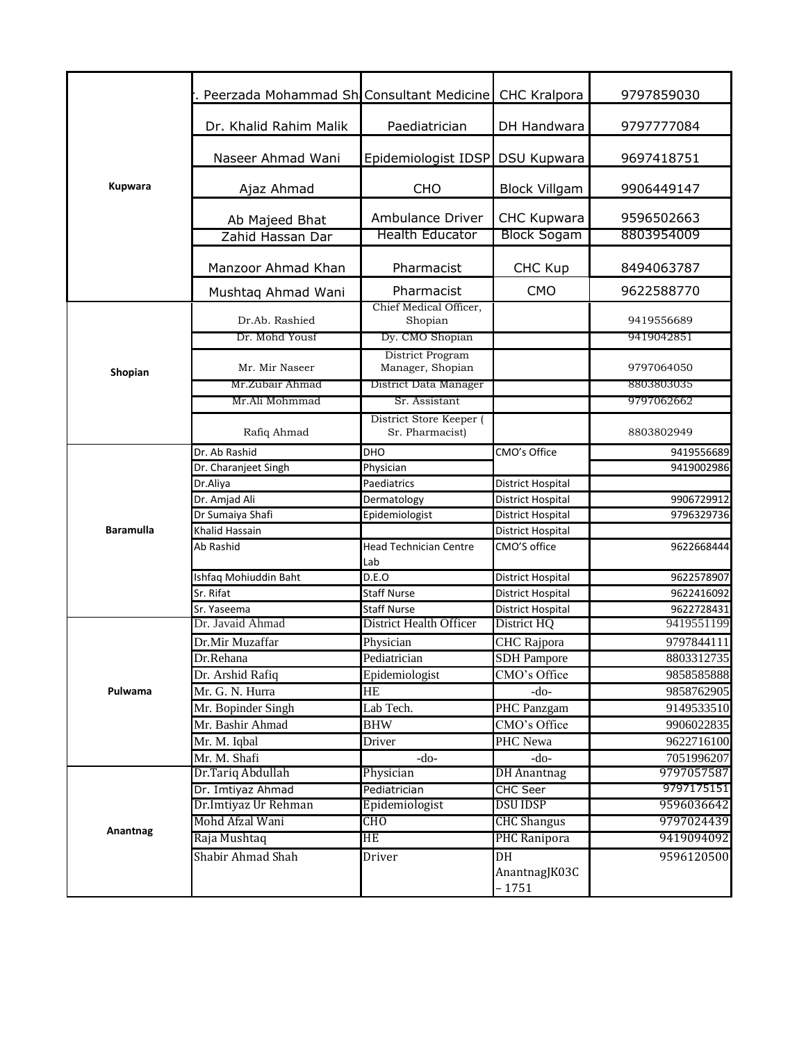| | | | | |
|---|---|---|---|---|
| Kupwara | . Peerzada Mohammad Sh | Consultant Medicine | CHC Kralpora | 9797859030 |
| | Dr. Khalid Rahim Malik | Paediatrician | DH Handwara | 9797777084 |
| | Naseer Ahmad Wani | Epidemiologist IDSP | DSU Kupwara | 9697418751 |
| | Ajaz Ahmad | CHO | Block Villgam | 9906449147 |
| | Ab Majeed Bhat | Ambulance Driver | CHC Kupwara | 9596502663 |
| | Zahid Hassan Dar | Health Educator | Block Sogam | 8803954009 |
| | Manzoor Ahmad Khan | Pharmacist | CHC Kup | 8494063787 |
| | Mushtaq Ahmad Wani | Pharmacist | CMO | 9622588770 |
| Shopian | Dr.Ab. Rashied | Chief Medical Officer, Shopian | | 9419556689 |
| | Dr. Mohd Yousf | Dy. CMO Shopian | | 9419042851 |
| | Mr. Mir Naseer | District Program Manager, Shopian | | 9797064050 |
| | Mr.Zubair Ahmad | District Data Manager | | 8803803035 |
| | Mr.Ali Mohmmad | Sr. Assistant | | 9797062662 |
| | Rafiq Ahmad | District Store Keeper ( Sr. Pharmacist) | | 8803802949 |
| Baramulla | Dr. Ab Rashid | DHO | CMO's Office | 9419556689 |
| | Dr. Charanjeet Singh | Physician | | 9419002986 |
| | Dr.Aliya | Paediatrics | District Hospital | |
| | Dr. Amjad Ali | Dermatology | District Hospital | 9906729912 |
| | Dr Sumaiya Shafi | Epidemiologist | District Hospital | 9796329736 |
| | Khalid Hassain | | District Hospital | |
| | Ab Rashid | Head Technician Centre Lab | CMO'S office | 9622668444 |
| | Ishfaq Mohiuddin Baht | D.E.O | District Hospital | 9622578907 |
| | Sr. Rifat | Staff Nurse | District Hospital | 9622416092 |
| | Sr. Yaseema | Staff Nurse | District Hospital | 9622728431 |
| Pulwama | Dr. Javaid Ahmad | District Health Officer | District HQ | 9419551199 |
| | Dr.Mir Muzaffar | Physician | CHC Rajpora | 9797844111 |
| | Dr.Rehana | Pediatrician | SDH Pampore | 8803312735 |
| | Dr. Arshid Rafiq | Epidemiologist | CMO's Office | 9858585888 |
| | Mr. G. N. Hurra | HE | -do- | 9858762905 |
| | Mr. Bopinder Singh | Lab Tech. | PHC Panzgam | 9149533510 |
| | Mr. Bashir Ahmad | BHW | CMO's Office | 9906022835 |
| | Mr. M. Iqbal | Driver | PHC Newa | 9622716100 |
| | Mr. M. Shafi | -do- | -do- | 7051996207 |
| Anantnag | Dr.Tariq Abdullah | Physician | DH Anantnag | 9797057587 |
| | Dr. Imtiyaz Ahmad | Pediatrician | CHC Seer | 9797175151 |
| | Dr.Imtiyaz Ur Rehman | Epidemiologist | DSU IDSP | 9596036642 |
| | Mohd Afzal Wani | CHO | CHC Shangus | 9797024439 |
| | Raja Mushtaq | HE | PHC Ranipora | 9419094092 |
| | Shabir Ahmad Shah | Driver | DH AnantnagJK03C – 1751 | 9596120500 |